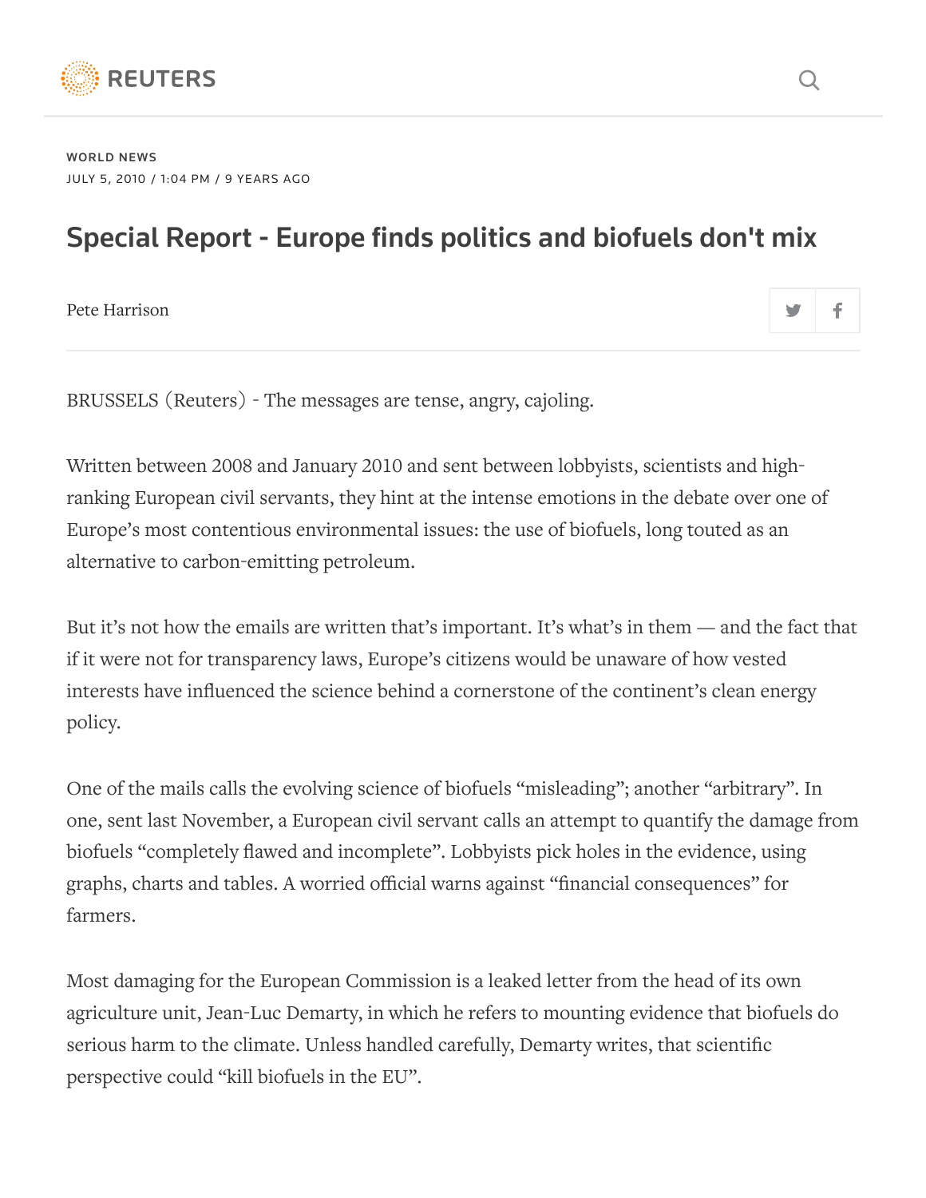WORLD NEWS

JULY 5, 2010 / 1:04 PM / 9 YEARS AGO

# Special Report - Europe finds politics and biofuels don't mix

Pete Harrison

BRUSSELS (Reuters) - The messages are tense, angry, cajoling.

Written between 2008 and January 2010 and sent between lobbyists, scientists and high-ranking European civil servants, they hint at the intense emotions in the debate over one of Europe's most contentious environmental issues: the use of biofuels, long touted as an alternative to carbon-emitting petroleum.

But it's not how the emails are written that's important. It's what's in them — and the fact that if it were not for transparency laws, Europe's citizens would be unaware of how vested interests have influenced the science behind a cornerstone of the continent's clean energy policy.

One of the mails calls the evolving science of biofuels "misleading"; another "arbitrary". In one, sent last November, a European civil servant calls an attempt to quantify the damage from biofuels "completely flawed and incomplete". Lobbyists pick holes in the evidence, using graphs, charts and tables. A worried official warns against "financial consequences" for farmers.

Most damaging for the European Commission is a leaked letter from the head of its own agriculture unit, Jean-Luc Demarty, in which he refers to mounting evidence that biofuels do serious harm to the climate. Unless handled carefully, Demarty writes, that scientific perspective could "kill biofuels in the EU".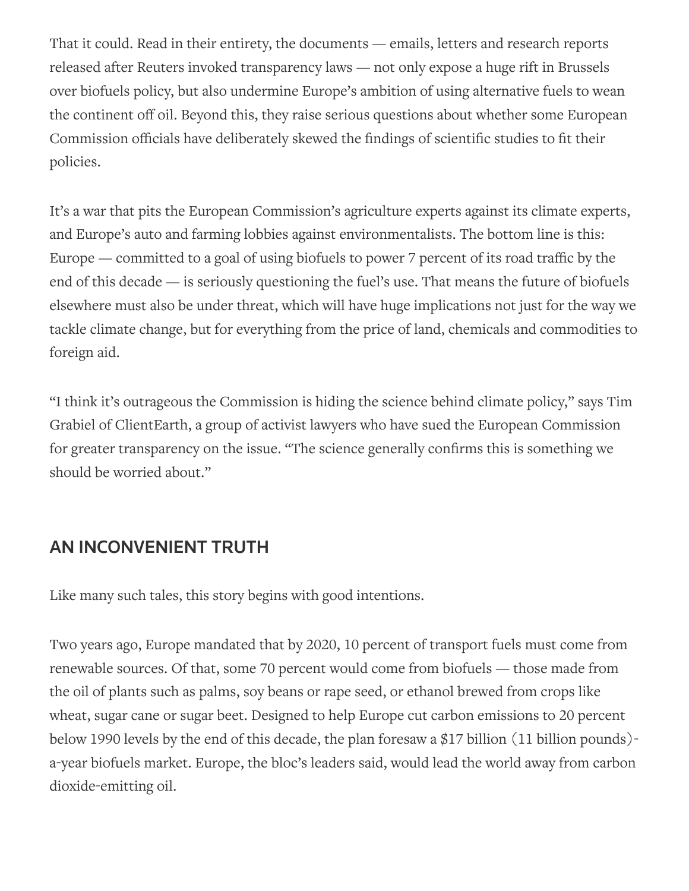That it could. Read in their entirety, the documents — emails, letters and research reports released after Reuters invoked transparency laws — not only expose a huge rift in Brussels over biofuels policy, but also undermine Europe's ambition of using alternative fuels to wean the continent off oil. Beyond this, they raise serious questions about whether some European Commission officials have deliberately skewed the findings of scientific studies to fit their policies.

It's a war that pits the European Commission's agriculture experts against its climate experts, and Europe's auto and farming lobbies against environmentalists. The bottom line is this: Europe — committed to a goal of using biofuels to power 7 percent of its road traffic by the end of this decade — is seriously questioning the fuel's use. That means the future of biofuels elsewhere must also be under threat, which will have huge implications not just for the way we tackle climate change, but for everything from the price of land, chemicals and commodities to foreign aid.

"I think it's outrageous the Commission is hiding the science behind climate policy," says Tim Grabiel of ClientEarth, a group of activist lawyers who have sued the European Commission for greater transparency on the issue. "The science generally confirms this is something we should be worried about."

## AN INCONVENIENT TRUTH

Like many such tales, this story begins with good intentions.

Two years ago, Europe mandated that by 2020, 10 percent of transport fuels must come from renewable sources. Of that, some 70 percent would come from biofuels — those made from the oil of plants such as palms, soy beans or rape seed, or ethanol brewed from crops like wheat, sugar cane or sugar beet. Designed to help Europe cut carbon emissions to 20 percent below 1990 levels by the end of this decade, the plan foresaw a $17 billion (11 billion pounds)-a-year biofuels market. Europe, the bloc's leaders said, would lead the world away from carbon dioxide-emitting oil.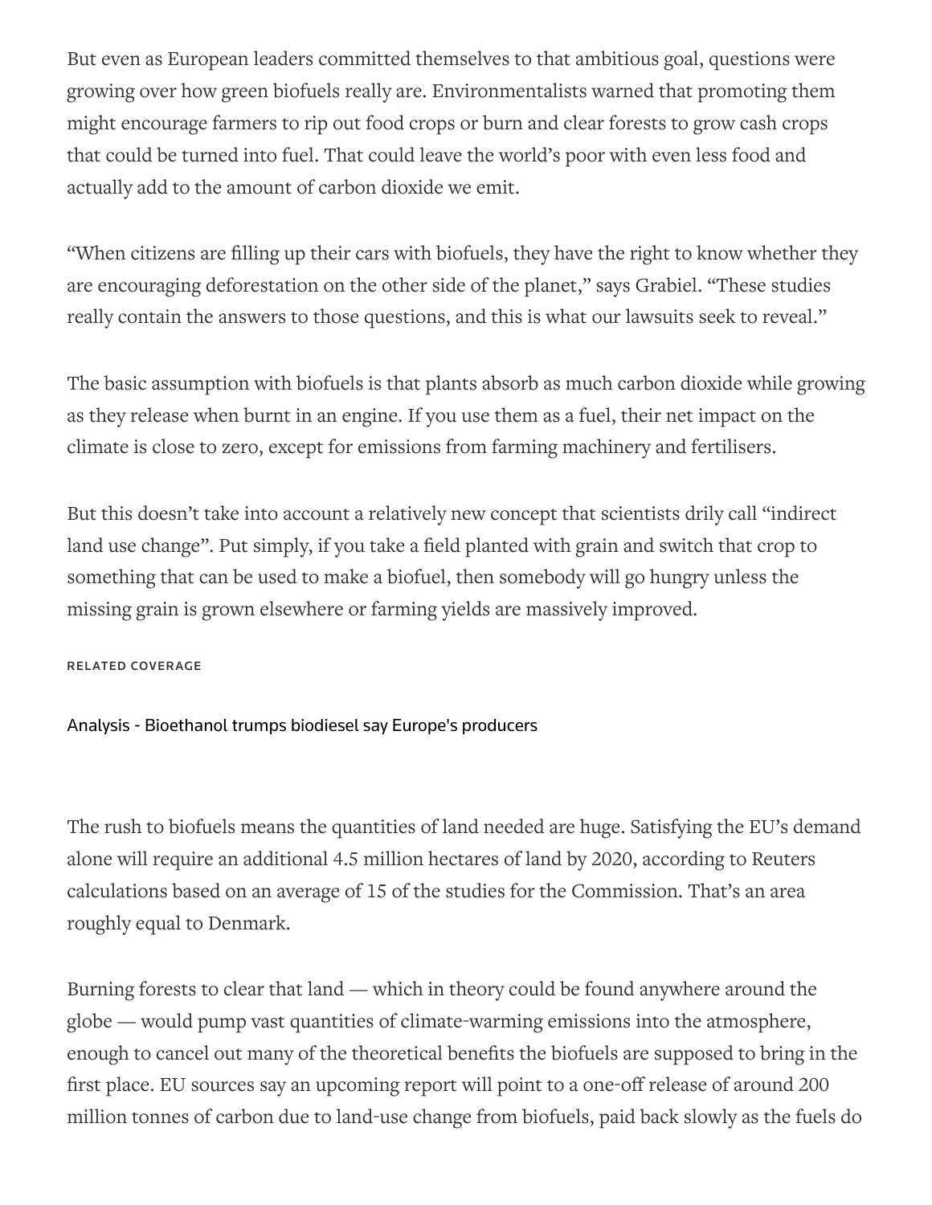But even as European leaders committed themselves to that ambitious goal, questions were growing over how green biofuels really are. Environmentalists warned that promoting them might encourage farmers to rip out food crops or burn and clear forests to grow cash crops that could be turned into fuel. That could leave the world's poor with even less food and actually add to the amount of carbon dioxide we emit.

"When citizens are filling up their cars with biofuels, they have the right to know whether they are encouraging deforestation on the other side of the planet," says Grabiel. "These studies really contain the answers to those questions, and this is what our lawsuits seek to reveal."

The basic assumption with biofuels is that plants absorb as much carbon dioxide while growing as they release when burnt in an engine. If you use them as a fuel, their net impact on the climate is close to zero, except for emissions from farming machinery and fertilisers.

But this doesn't take into account a relatively new concept that scientists drily call "indirect land use change". Put simply, if you take a field planted with grain and switch that crop to something that can be used to make a biofuel, then somebody will go hungry unless the missing grain is grown elsewhere or farming yields are massively improved.

RELATED COVERAGE

Analysis - Bioethanol trumps biodiesel say Europe's producers

The rush to biofuels means the quantities of land needed are huge. Satisfying the EU's demand alone will require an additional 4.5 million hectares of land by 2020, according to Reuters calculations based on an average of 15 of the studies for the Commission. That's an area roughly equal to Denmark.

Burning forests to clear that land — which in theory could be found anywhere around the globe — would pump vast quantities of climate-warming emissions into the atmosphere, enough to cancel out many of the theoretical benefits the biofuels are supposed to bring in the first place. EU sources say an upcoming report will point to a one-off release of around 200 million tonnes of carbon due to land-use change from biofuels, paid back slowly as the fuels do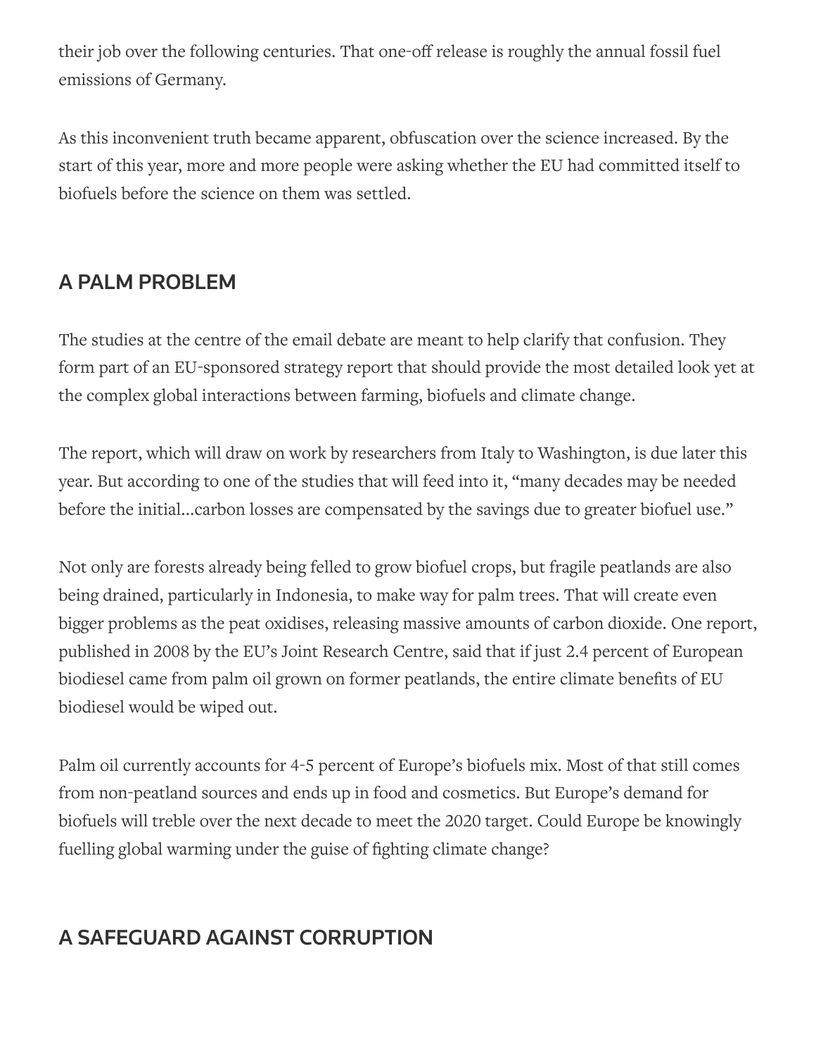their job over the following centuries. That one-off release is roughly the annual fossil fuel emissions of Germany.

As this inconvenient truth became apparent, obfuscation over the science increased. By the start of this year, more and more people were asking whether the EU had committed itself to biofuels before the science on them was settled.

## A PALM PROBLEM

The studies at the centre of the email debate are meant to help clarify that confusion. They form part of an EU-sponsored strategy report that should provide the most detailed look yet at the complex global interactions between farming, biofuels and climate change.

The report, which will draw on work by researchers from Italy to Washington, is due later this year. But according to one of the studies that will feed into it, "many decades may be needed before the initial...carbon losses are compensated by the savings due to greater biofuel use."

Not only are forests already being felled to grow biofuel crops, but fragile peatlands are also being drained, particularly in Indonesia, to make way for palm trees. That will create even bigger problems as the peat oxidises, releasing massive amounts of carbon dioxide. One report, published in 2008 by the EU's Joint Research Centre, said that if just 2.4 percent of European biodiesel came from palm oil grown on former peatlands, the entire climate benefits of EU biodiesel would be wiped out.

Palm oil currently accounts for 4-5 percent of Europe's biofuels mix. Most of that still comes from non-peatland sources and ends up in food and cosmetics. But Europe's demand for biofuels will treble over the next decade to meet the 2020 target. Could Europe be knowingly fuelling global warming under the guise of fighting climate change?

## A SAFEGUARD AGAINST CORRUPTION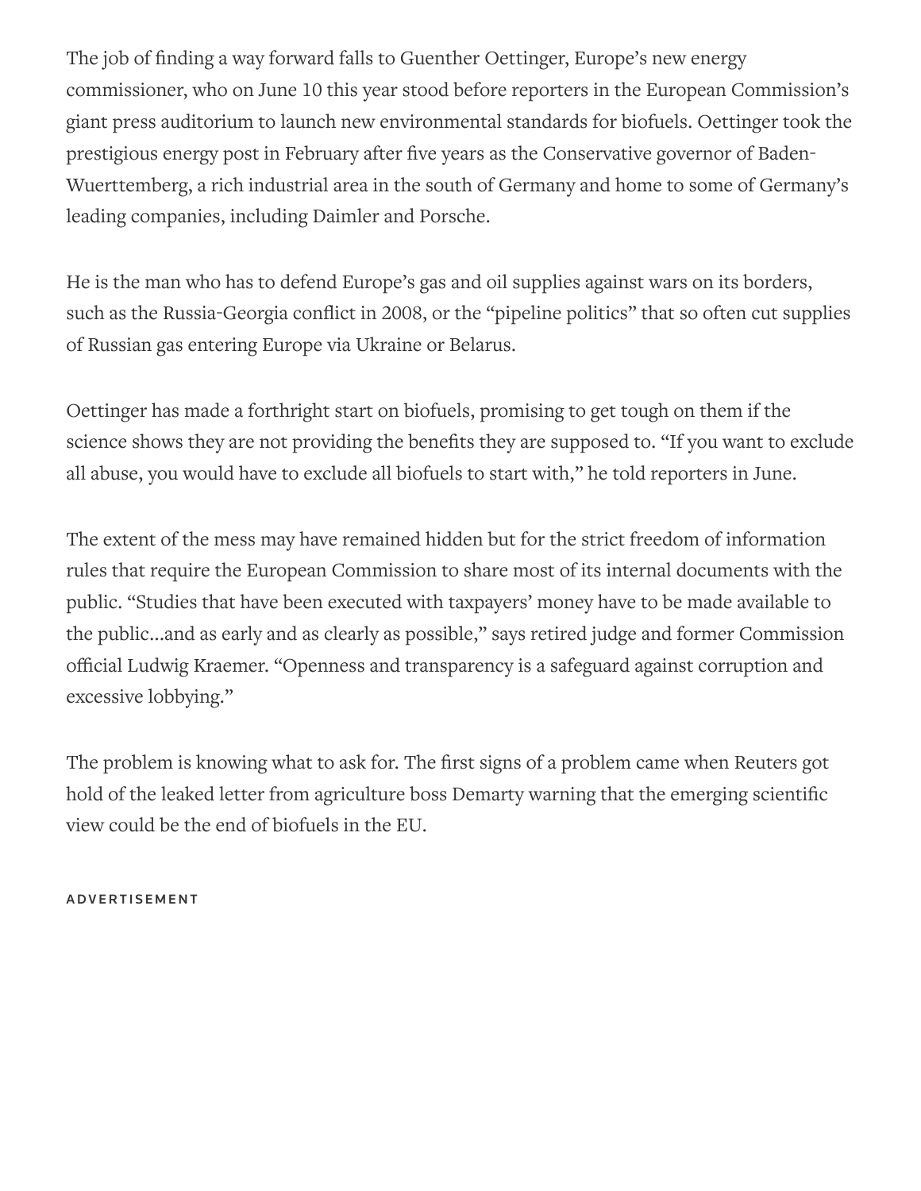The job of finding a way forward falls to Guenther Oettinger, Europe's new energy commissioner, who on June 10 this year stood before reporters in the European Commission's giant press auditorium to launch new environmental standards for biofuels. Oettinger took the prestigious energy post in February after five years as the Conservative governor of Baden-Wuerttemberg, a rich industrial area in the south of Germany and home to some of Germany's leading companies, including Daimler and Porsche.

He is the man who has to defend Europe's gas and oil supplies against wars on its borders, such as the Russia-Georgia conflict in 2008, or the "pipeline politics" that so often cut supplies of Russian gas entering Europe via Ukraine or Belarus.

Oettinger has made a forthright start on biofuels, promising to get tough on them if the science shows they are not providing the benefits they are supposed to. "If you want to exclude all abuse, you would have to exclude all biofuels to start with," he told reporters in June.

The extent of the mess may have remained hidden but for the strict freedom of information rules that require the European Commission to share most of its internal documents with the public. "Studies that have been executed with taxpayers' money have to be made available to the public...and as early and as clearly as possible," says retired judge and former Commission official Ludwig Kraemer. "Openness and transparency is a safeguard against corruption and excessive lobbying."

The problem is knowing what to ask for. The first signs of a problem came when Reuters got hold of the leaked letter from agriculture boss Demarty warning that the emerging scientific view could be the end of biofuels in the EU.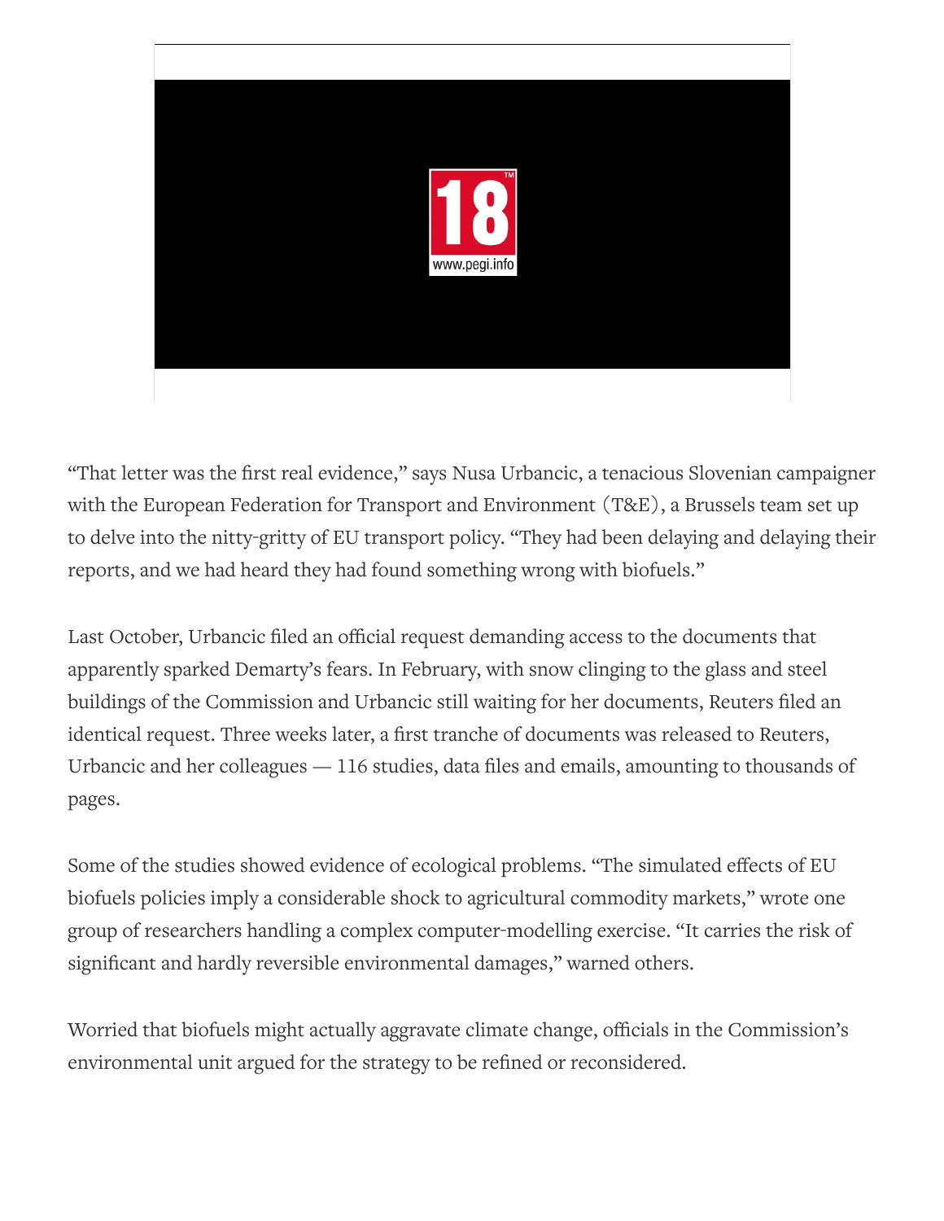"That letter was the first real evidence," says Nusa Urbancic, a tenacious Slovenian campaigner with the European Federation for Transport and Environment (T&E), a Brussels team set up to delve into the nitty-gritty of EU transport policy. "They had been delaying and delaying their reports, and we had heard they had found something wrong with biofuels."

Last October, Urbancic filed an official request demanding access to the documents that apparently sparked Demarty's fears. In February, with snow clinging to the glass and steel buildings of the Commission and Urbancic still waiting for her documents, Reuters filed an identical request. Three weeks later, a first tranche of documents was released to Reuters, Urbancic and her colleagues — 116 studies, data files and emails, amounting to thousands of pages.

Some of the studies showed evidence of ecological problems. "The simulated effects of EU biofuels policies imply a considerable shock to agricultural commodity markets," wrote one group of researchers handling a complex computer-modelling exercise. "It carries the risk of significant and hardly reversible environmental damages," warned others.

Worried that biofuels might actually aggravate climate change, officials in the Commission's environmental unit argued for the strategy to be refined or reconsidered.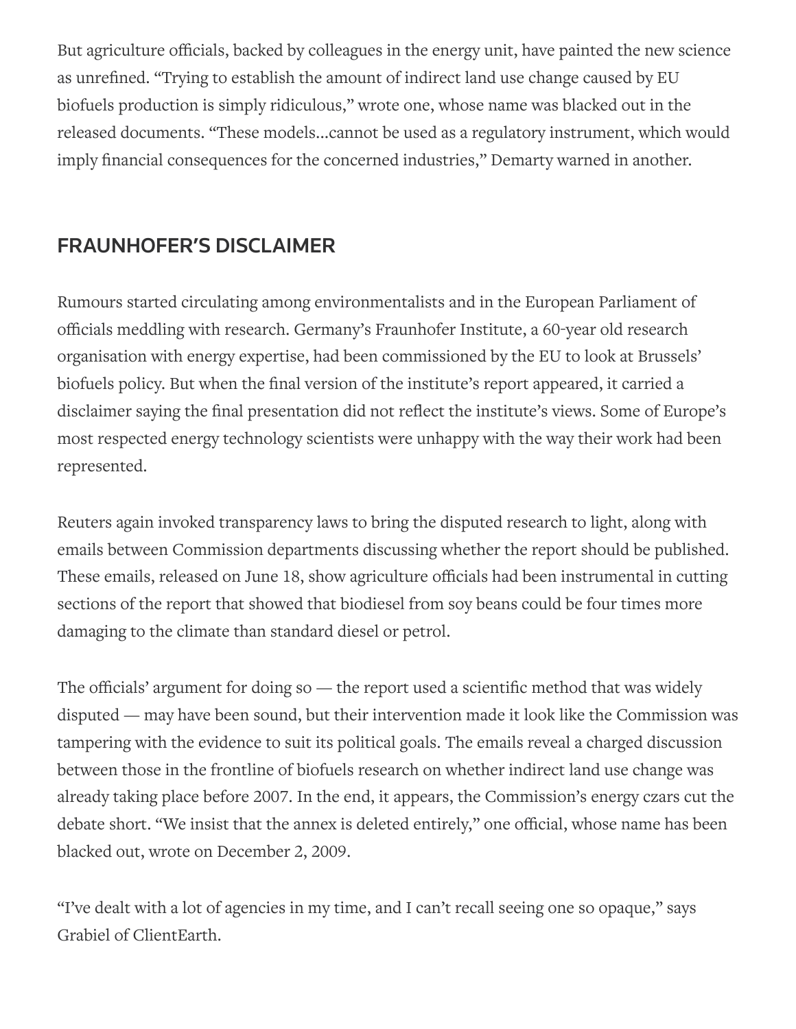But agriculture officials, backed by colleagues in the energy unit, have painted the new science as unrefined. "Trying to establish the amount of indirect land use change caused by EU biofuels production is simply ridiculous," wrote one, whose name was blacked out in the released documents. "These models...cannot be used as a regulatory instrument, which would imply financial consequences for the concerned industries," Demarty warned in another.

## FRAUNHOFER'S DISCLAIMER

Rumours started circulating among environmentalists and in the European Parliament of officials meddling with research. Germany's Fraunhofer Institute, a 60-year old research organisation with energy expertise, had been commissioned by the EU to look at Brussels' biofuels policy. But when the final version of the institute's report appeared, it carried a disclaimer saying the final presentation did not reflect the institute's views. Some of Europe's most respected energy technology scientists were unhappy with the way their work had been represented.

Reuters again invoked transparency laws to bring the disputed research to light, along with emails between Commission departments discussing whether the report should be published. These emails, released on June 18, show agriculture officials had been instrumental in cutting sections of the report that showed that biodiesel from soy beans could be four times more damaging to the climate than standard diesel or petrol.

The officials' argument for doing so — the report used a scientific method that was widely disputed — may have been sound, but their intervention made it look like the Commission was tampering with the evidence to suit its political goals. The emails reveal a charged discussion between those in the frontline of biofuels research on whether indirect land use change was already taking place before 2007. In the end, it appears, the Commission's energy czars cut the debate short. "We insist that the annex is deleted entirely," one official, whose name has been blacked out, wrote on December 2, 2009.

"I've dealt with a lot of agencies in my time, and I can't recall seeing one so opaque," says Grabiel of ClientEarth.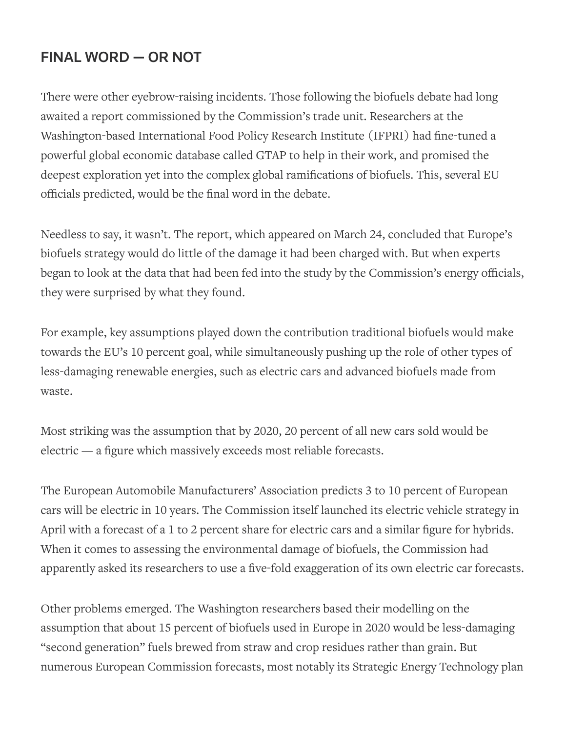## FINAL WORD — OR NOT

There were other eyebrow-raising incidents. Those following the biofuels debate had long awaited a report commissioned by the Commission's trade unit. Researchers at the Washington-based International Food Policy Research Institute (IFPRI) had fine-tuned a powerful global economic database called GTAP to help in their work, and promised the deepest exploration yet into the complex global ramifications of biofuels. This, several EU officials predicted, would be the final word in the debate.

Needless to say, it wasn't. The report, which appeared on March 24, concluded that Europe's biofuels strategy would do little of the damage it had been charged with. But when experts began to look at the data that had been fed into the study by the Commission's energy officials, they were surprised by what they found.

For example, key assumptions played down the contribution traditional biofuels would make towards the EU's 10 percent goal, while simultaneously pushing up the role of other types of less-damaging renewable energies, such as electric cars and advanced biofuels made from waste.

Most striking was the assumption that by 2020, 20 percent of all new cars sold would be electric — a figure which massively exceeds most reliable forecasts.

The European Automobile Manufacturers' Association predicts 3 to 10 percent of European cars will be electric in 10 years. The Commission itself launched its electric vehicle strategy in April with a forecast of a 1 to 2 percent share for electric cars and a similar figure for hybrids. When it comes to assessing the environmental damage of biofuels, the Commission had apparently asked its researchers to use a five-fold exaggeration of its own electric car forecasts.

Other problems emerged. The Washington researchers based their modelling on the assumption that about 15 percent of biofuels used in Europe in 2020 would be less-damaging "second generation" fuels brewed from straw and crop residues rather than grain. But numerous European Commission forecasts, most notably its Strategic Energy Technology plan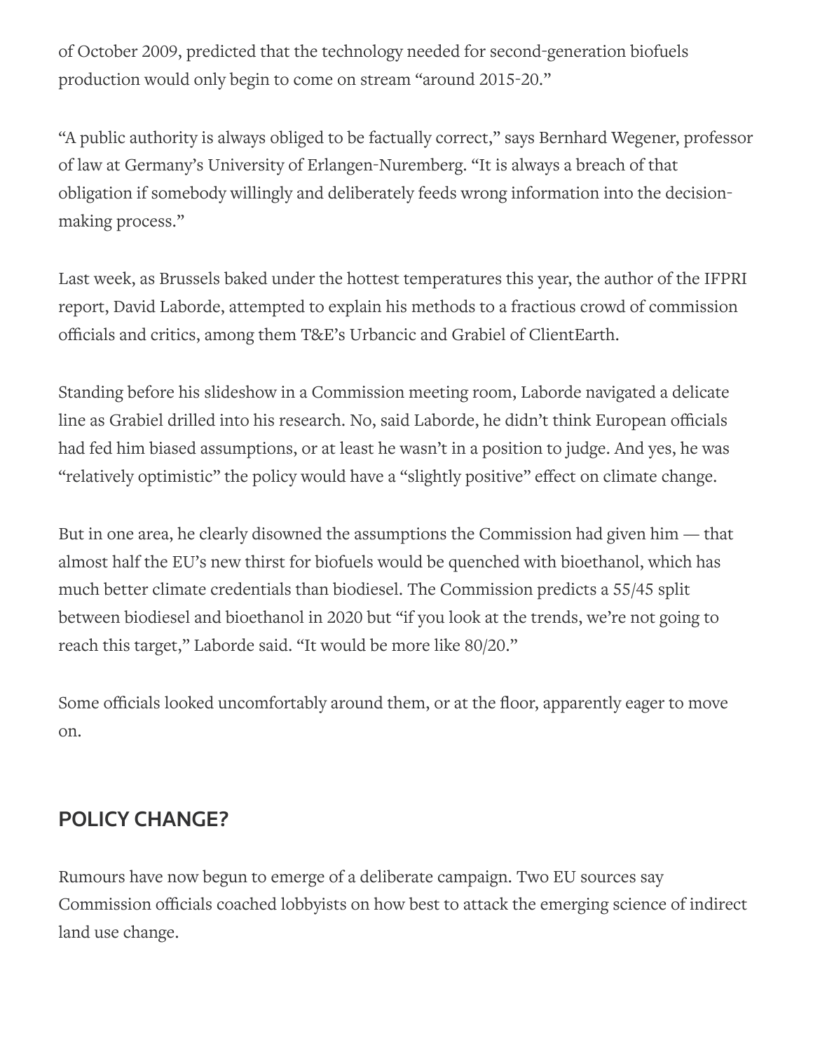of October 2009, predicted that the technology needed for second-generation biofuels production would only begin to come on stream "around 2015-20."

"A public authority is always obliged to be factually correct," says Bernhard Wegener, professor of law at Germany's University of Erlangen-Nuremberg. "It is always a breach of that obligation if somebody willingly and deliberately feeds wrong information into the decision-making process."

Last week, as Brussels baked under the hottest temperatures this year, the author of the IFPRI report, David Laborde, attempted to explain his methods to a fractious crowd of commission officials and critics, among them T&E's Urbancic and Grabiel of ClientEarth.

Standing before his slideshow in a Commission meeting room, Laborde navigated a delicate line as Grabiel drilled into his research. No, said Laborde, he didn't think European officials had fed him biased assumptions, or at least he wasn't in a position to judge. And yes, he was "relatively optimistic" the policy would have a "slightly positive" effect on climate change.

But in one area, he clearly disowned the assumptions the Commission had given him — that almost half the EU's new thirst for biofuels would be quenched with bioethanol, which has much better climate credentials than biodiesel. The Commission predicts a 55/45 split between biodiesel and bioethanol in 2020 but "if you look at the trends, we're not going to reach this target," Laborde said. "It would be more like 80/20."

Some officials looked uncomfortably around them, or at the floor, apparently eager to move on.

## POLICY CHANGE?

Rumours have now begun to emerge of a deliberate campaign. Two EU sources say Commission officials coached lobbyists on how best to attack the emerging science of indirect land use change.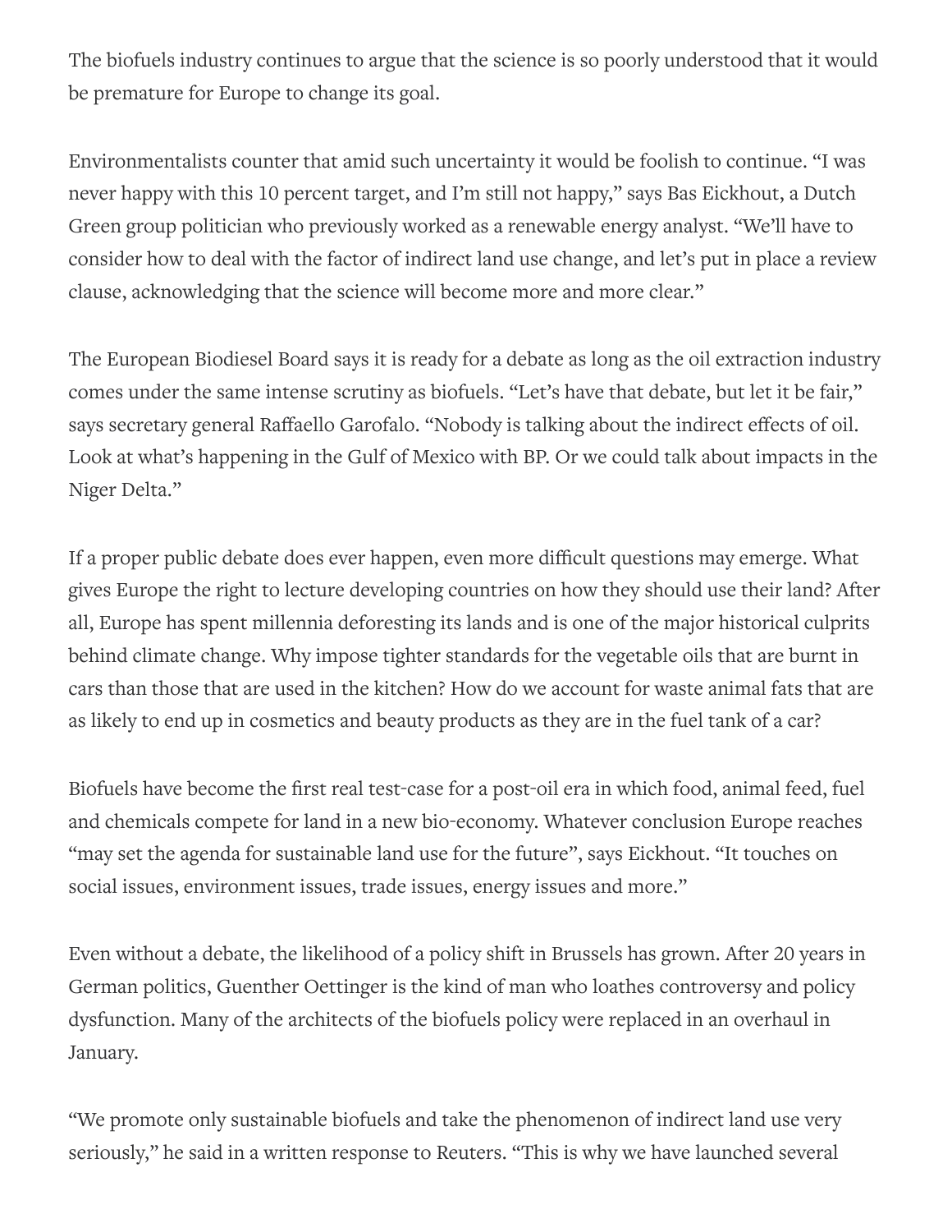The biofuels industry continues to argue that the science is so poorly understood that it would be premature for Europe to change its goal.

Environmentalists counter that amid such uncertainty it would be foolish to continue. "I was never happy with this 10 percent target, and I'm still not happy," says Bas Eickhout, a Dutch Green group politician who previously worked as a renewable energy analyst. "We'll have to consider how to deal with the factor of indirect land use change, and let's put in place a review clause, acknowledging that the science will become more and more clear."

The European Biodiesel Board says it is ready for a debate as long as the oil extraction industry comes under the same intense scrutiny as biofuels. "Let's have that debate, but let it be fair," says secretary general Raffaello Garofalo. "Nobody is talking about the indirect effects of oil. Look at what's happening in the Gulf of Mexico with BP. Or we could talk about impacts in the Niger Delta."

If a proper public debate does ever happen, even more difficult questions may emerge. What gives Europe the right to lecture developing countries on how they should use their land? After all, Europe has spent millennia deforesting its lands and is one of the major historical culprits behind climate change. Why impose tighter standards for the vegetable oils that are burnt in cars than those that are used in the kitchen? How do we account for waste animal fats that are as likely to end up in cosmetics and beauty products as they are in the fuel tank of a car?

Biofuels have become the first real test-case for a post-oil era in which food, animal feed, fuel and chemicals compete for land in a new bio-economy. Whatever conclusion Europe reaches "may set the agenda for sustainable land use for the future", says Eickhout. "It touches on social issues, environment issues, trade issues, energy issues and more."

Even without a debate, the likelihood of a policy shift in Brussels has grown. After 20 years in German politics, Guenther Oettinger is the kind of man who loathes controversy and policy dysfunction. Many of the architects of the biofuels policy were replaced in an overhaul in January.

"We promote only sustainable biofuels and take the phenomenon of indirect land use very seriously," he said in a written response to Reuters. "This is why we have launched several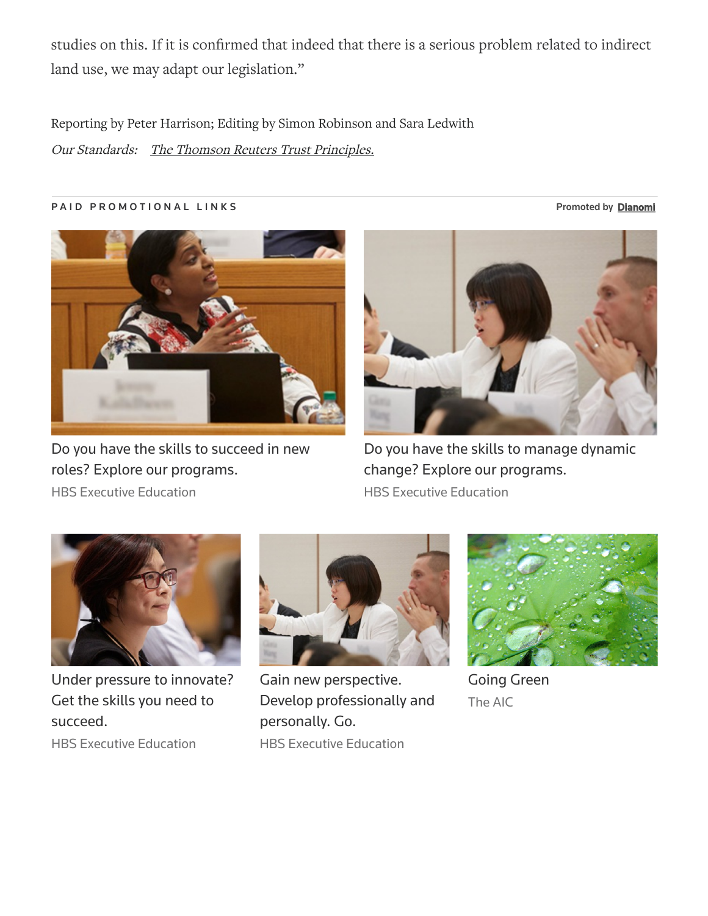studies on this. If it is confirmed that indeed that there is a serious problem related to indirect land use, we may adapt our legislation."

Reporting by Peter Harrison; Editing by Simon Robinson and Sara Ledwith

*Our Standards:* *The Thomson Reuters Trust Principles.*

PAID PROMOTIONAL LINKS

Promoted by **Dianomi**

Do you have the skills to succeed in new roles? Explore our programs.
HBS Executive Education

Do you have the skills to manage dynamic change? Explore our programs.
HBS Executive Education

Under pressure to innovate? Get the skills you need to succeed.
HBS Executive Education

Gain new perspective. Develop professionally and personally. Go.
HBS Executive Education

Going Green
The AIC